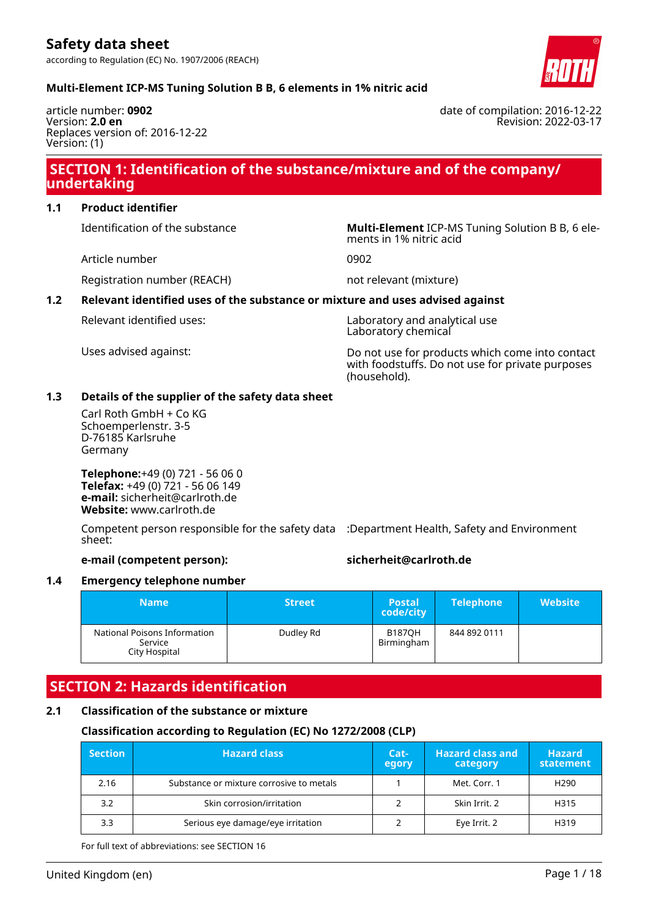# Safety data sheet

according to Regulation (EC) No. 1907/2006 (REACH)

**Multi-Element ICP-MS Tuning Solution B B, 6 elements in 1% nitric acid**

article number: **0902**
Version: **2.0 en**
Replaces version of: 2016-12-22
Version: (1)

date of compilation: 2016-12-22
Revision: 2022-03-17

## SECTION 1: Identification of the substance/mixture and of the company/ undertaking

### 1.1 Product identifier

Identification of the substance: **Multi-Element** ICP-MS Tuning Solution B B, 6 elements in 1% nitric acid

Article number: 0902

Registration number (REACH): not relevant (mixture)

### 1.2 Relevant identified uses of the substance or mixture and uses advised against

Relevant identified uses: Laboratory and analytical use
Laboratory chemical

Uses advised against: Do not use for products which come into contact with foodstuffs. Do not use for private purposes (household).

### 1.3 Details of the supplier of the safety data sheet

Carl Roth GmbH + Co KG
Schoemperlenstr. 3-5
D-76185 Karlsruhe
Germany

**Telephone:**+49 (0) 721 - 56 06 0
**Telefax:** +49 (0) 721 - 56 06 149
**e-mail:** sicherheit@carlroth.de
**Website:** www.carlroth.de

Competent person responsible for the safety data sheet: :Department Health, Safety and Environment

**e-mail (competent person):** **sicherheit@carlroth.de**

### 1.4 Emergency telephone number

| Name | Street | Postal code/city | Telephone | Website |
|---|---|---|---|---|
| National Poisons Information Service City Hospital | Dudley Rd | B187QH Birmingham | 844 892 0111 | |

## SECTION 2: Hazards identification

### 2.1 Classification of the substance or mixture

**Classification according to Regulation (EC) No 1272/2008 (CLP)**

| Section | Hazard class | Category | Hazard class and category | Hazard statement |
|---|---|---|---|---|
| 2.16 | Substance or mixture corrosive to metals | 1 | Met. Corr. 1 | H290 |
| 3.2 | Skin corrosion/irritation | 2 | Skin Irrit. 2 | H315 |
| 3.3 | Serious eye damage/eye irritation | 2 | Eye Irrit. 2 | H319 |

For full text of abbreviations: see SECTION 16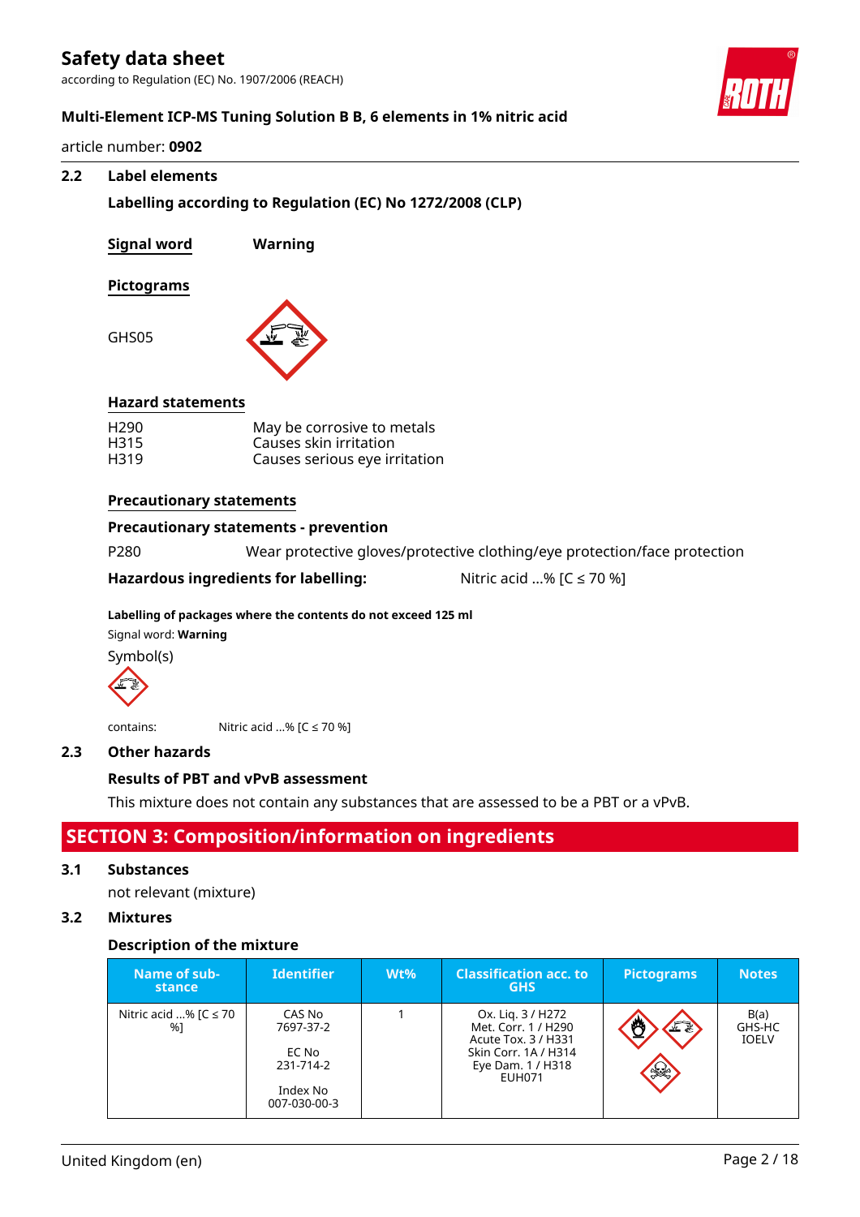### 2.2 Label elements

**Labelling according to Regulation (EC) No 1272/2008 (CLP)**

**Signal word** **Warning**

**Pictograms**

GHS05

**Hazard statements**

| | |
|---|---|
| H290 | May be corrosive to metals |
| H315 | Causes skin irritation |
| H319 | Causes serious eye irritation |

**Precautionary statements**

**Precautionary statements - prevention**

P280 Wear protective gloves/protective clothing/eye protection/face protection

**Hazardous ingredients for labelling:** Nitric acid ...% [C ≤ 70 %]

**Labelling of packages where the contents do not exceed 125 ml**

Signal word: **Warning**

Symbol(s)

contains: Nitric acid ...% [C ≤ 70 %]

### 2.3 Other hazards

**Results of PBT and vPvB assessment**

This mixture does not contain any substances that are assessed to be a PBT or a vPvB.

## SECTION 3: Composition/information on ingredients

### 3.1 Substances

not relevant (mixture)

### 3.2 Mixtures

**Description of the mixture**

| Name of substance | Identifier | Wt% | Classification acc. to GHS | Pictograms | Notes |
|---|---|---|---|---|---|
| Nitric acid ...% [C ≤ 70 %] | CAS No 7697-37-2<br>EC No 231-714-2<br>Index No 007-030-00-3 | 1 | Ox. Liq. 3 / H272<br>Met. Corr. 1 / H290<br>Acute Tox. 3 / H331<br>Skin Corr. 1A / H314<br>Eye Dam. 1 / H318<br>EUH071 | | B(a)<br>GHS-HC<br>IOELV |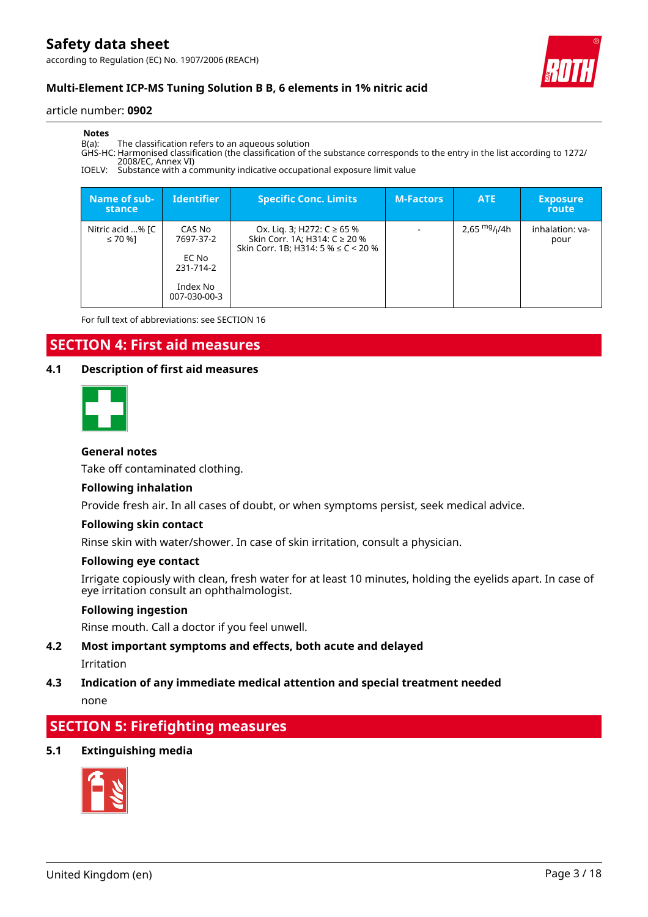**Notes**

B(a): The classification refers to an aqueous solution
GHS-HC: Harmonised classification (the classification of the substance corresponds to the entry in the list according to 1272/2008/EC, Annex VI)
IOELV: Substance with a community indicative occupational exposure limit value

| Name of substance | Identifier | Specific Conc. Limits | M-Factors | ATE | Exposure route |
|---|---|---|---|---|---|
| Nitric acid ...% [C ≤ 70 %] | CAS No 7697-37-2<br><br>EC No 231-714-2<br><br>Index No 007-030-00-3 | Ox. Liq. 3; H272: C ≥ 65 %<br>Skin Corr. 1A; H314: C ≥ 20 %<br>Skin Corr. 1B; H314: 5 % ≤ C < 20 % | - | 2,65 $^{mg}/_{l}$/4h | inhalation: vapour |

For full text of abbreviations: see SECTION 16

## SECTION 4: First aid measures

### 4.1 Description of first aid measures

**General notes**

Take off contaminated clothing.

**Following inhalation**

Provide fresh air. In all cases of doubt, or when symptoms persist, seek medical advice.

**Following skin contact**

Rinse skin with water/shower. In case of skin irritation, consult a physician.

**Following eye contact**

Irrigate copiously with clean, fresh water for at least 10 minutes, holding the eyelids apart. In case of eye irritation consult an ophthalmologist.

**Following ingestion**

Rinse mouth. Call a doctor if you feel unwell.

### 4.2 Most important symptoms and effects, both acute and delayed

Irritation

### 4.3 Indication of any immediate medical attention and special treatment needed

none

## SECTION 5: Firefighting measures

### 5.1 Extinguishing media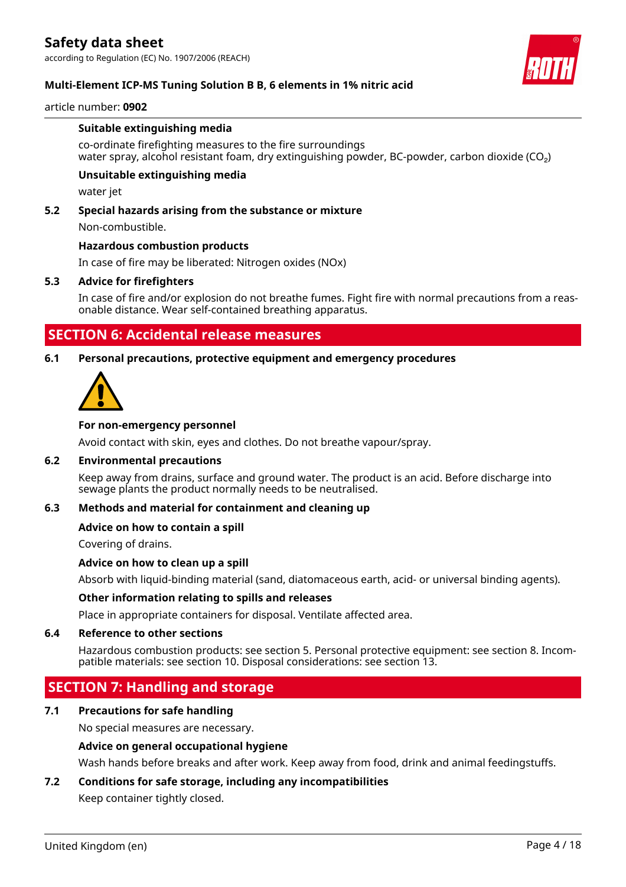**Suitable extinguishing media**

co-ordinate firefighting measures to the fire surroundings
water spray, alcohol resistant foam, dry extinguishing powder, BC-powder, carbon dioxide ($CO_2$)

**Unsuitable extinguishing media**

water jet

**5.2 Special hazards arising from the substance or mixture**

Non-combustible.

**Hazardous combustion products**

In case of fire may be liberated: Nitrogen oxides (NOx)

**5.3 Advice for firefighters**

In case of fire and/or explosion do not breathe fumes. Fight fire with normal precautions from a reasonable distance. Wear self-contained breathing apparatus.

## SECTION 6: Accidental release measures

**6.1 Personal precautions, protective equipment and emergency procedures**

**For non-emergency personnel**

Avoid contact with skin, eyes and clothes. Do not breathe vapour/spray.

**6.2 Environmental precautions**

Keep away from drains, surface and ground water. The product is an acid. Before discharge into sewage plants the product normally needs to be neutralised.

**6.3 Methods and material for containment and cleaning up**

**Advice on how to contain a spill**

Covering of drains.

**Advice on how to clean up a spill**

Absorb with liquid-binding material (sand, diatomaceous earth, acid- or universal binding agents).

**Other information relating to spills and releases**

Place in appropriate containers for disposal. Ventilate affected area.

**6.4 Reference to other sections**

Hazardous combustion products: see section 5. Personal protective equipment: see section 8. Incompatible materials: see section 10. Disposal considerations: see section 13.

## SECTION 7: Handling and storage

**7.1 Precautions for safe handling**

No special measures are necessary.

**Advice on general occupational hygiene**

Wash hands before breaks and after work. Keep away from food, drink and animal feedingstuffs.

**7.2 Conditions for safe storage, including any incompatibilities**

Keep container tightly closed.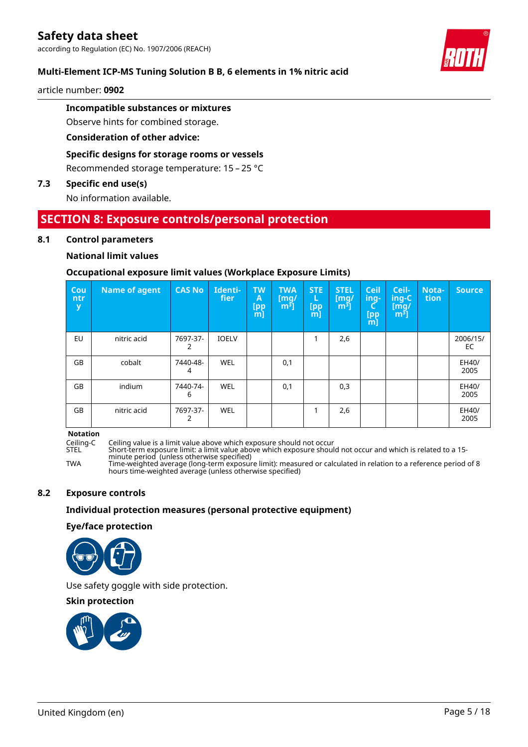**Incompatible substances or mixtures**

Observe hints for combined storage.

**Consideration of other advice:**

**Specific designs for storage rooms or vessels**

Recommended storage temperature: 15 – 25 °C

**7.3 Specific end use(s)**

No information available.

## SECTION 8: Exposure controls/personal protection

### 8.1 Control parameters

**National limit values**

**Occupational exposure limit values (Workplace Exposure Limits)**

| Country | Name of agent | CAS No | Identifier | TWA [ppm] | TWA [mg/m³] | STEL [ppm] | STEL [mg/m³] | Ceiling-C [ppm] | Ceiling-C [mg/m³] | Notation | Source |
|---|---|---|---|---|---|---|---|---|---|---|---|
| EU | nitric acid | 7697-37-2 | IOELV | | | 1 | 2,6 | | | | 2006/15/EC |
| GB | cobalt | 7440-48-4 | WEL | | 0,1 | | | | | | EH40/2005 |
| GB | indium | 7440-74-6 | WEL | | 0,1 | | 0,3 | | | | EH40/2005 |
| GB | nitric acid | 7697-37-2 | WEL | | | 1 | 2,6 | | | | EH40/2005 |

**Notation**

Ceiling-C Ceiling value is a limit value above which exposure should not occur

STEL Short-term exposure limit: a limit value above which exposure should not occur and which is related to a 15-minute period (unless otherwise specified)

TWA Time-weighted average (long-term exposure limit): measured or calculated in relation to a reference period of 8 hours time-weighted average (unless otherwise specified)

### 8.2 Exposure controls

**Individual protection measures (personal protective equipment)**

**Eye/face protection**

Use safety goggle with side protection.

**Skin protection**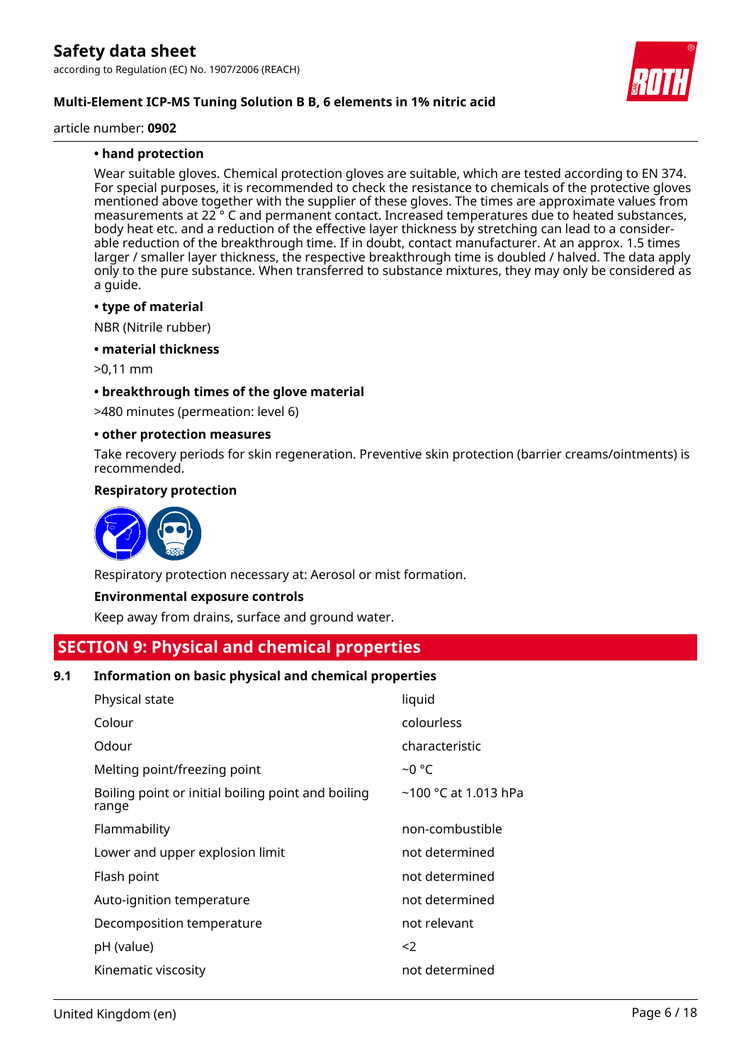**• hand protection**

Wear suitable gloves. Chemical protection gloves are suitable, which are tested according to EN 374. For special purposes, it is recommended to check the resistance to chemicals of the protective gloves mentioned above together with the supplier of these gloves. The times are approximate values from measurements at 22 ° C and permanent contact. Increased temperatures due to heated substances, body heat etc. and a reduction of the effective layer thickness by stretching can lead to a considerable reduction of the breakthrough time. If in doubt, contact manufacturer. At an approx. 1.5 times larger / smaller layer thickness, the respective breakthrough time is doubled / halved. The data apply only to the pure substance. When transferred to substance mixtures, they may only be considered as a guide.

**• type of material**

NBR (Nitrile rubber)

**• material thickness**

>0,11 mm

**• breakthrough times of the glove material**

>480 minutes (permeation: level 6)

**• other protection measures**

Take recovery periods for skin regeneration. Preventive skin protection (barrier creams/ointments) is recommended.

**Respiratory protection**

Respiratory protection necessary at: Aerosol or mist formation.

**Environmental exposure controls**

Keep away from drains, surface and ground water.

## SECTION 9: Physical and chemical properties

### 9.1 Information on basic physical and chemical properties

| Property | Value |
|---|---|
| Physical state | liquid |
| Colour | colourless |
| Odour | characteristic |
| Melting point/freezing point | ~0 °C |
| Boiling point or initial boiling point and boiling range | ~100 °C at 1.013 hPa |
| Flammability | non-combustible |
| Lower and upper explosion limit | not determined |
| Flash point | not determined |
| Auto-ignition temperature | not determined |
| Decomposition temperature | not relevant |
| pH (value) | <2 |
| Kinematic viscosity | not determined |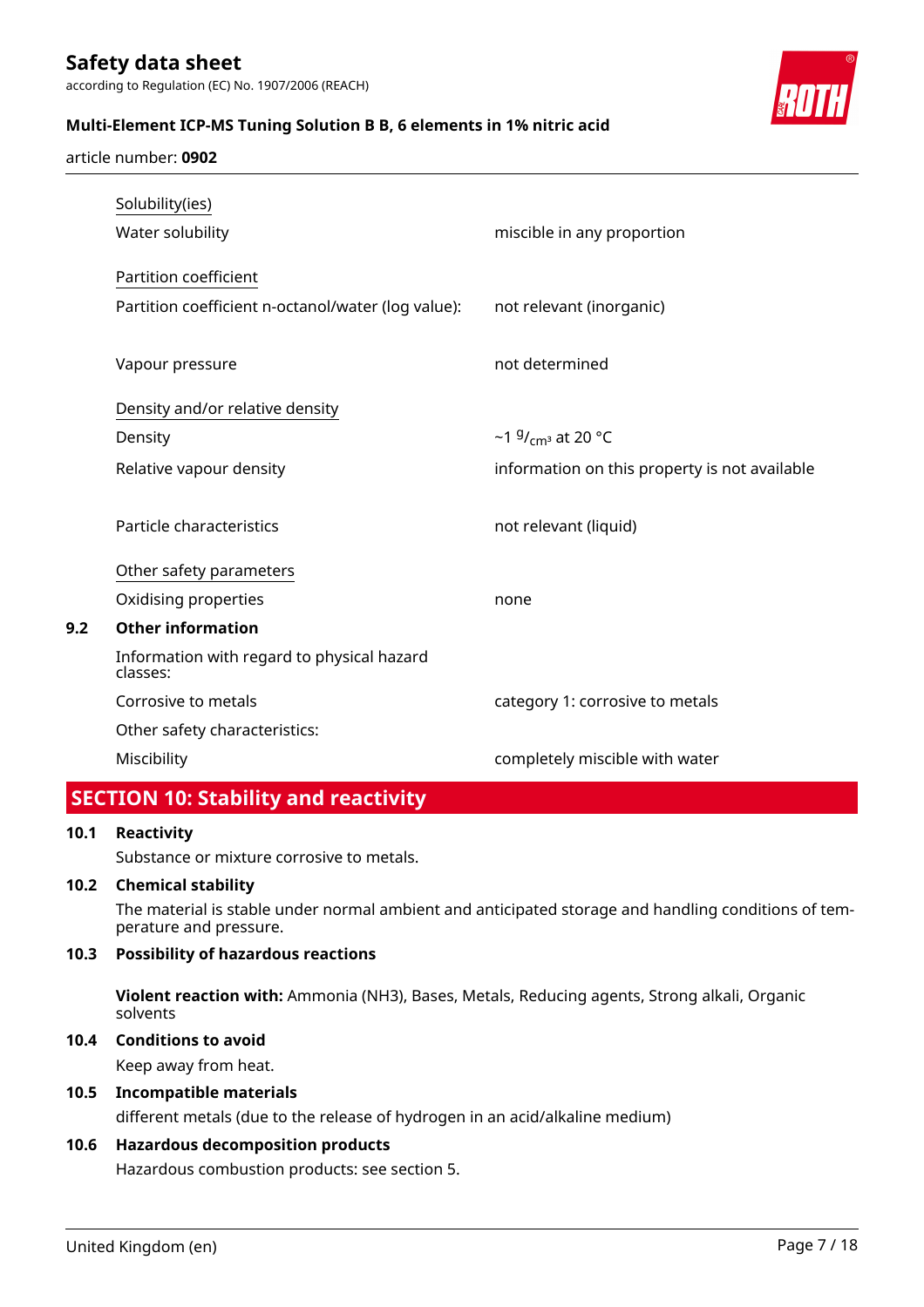| | |
|---|---|
| Solubility(ies) | |
| Water solubility | miscible in any proportion |
| Partition coefficient | |
| Partition coefficient n-octanol/water (log value): | not relevant (inorganic) |
| Vapour pressure | not determined |
| Density and/or relative density | |
| Density | ~1 $^{g}/_{cm^3}$ at 20 °C |
| Relative vapour density | information on this property is not available |
| Particle characteristics | not relevant (liquid) |
| Other safety parameters | |
| Oxidising properties | none |

**9.2 Other information**

| | |
|---|---|
| Information with regard to physical hazard classes: | |
| Corrosive to metals | category 1: corrosive to metals |
| Other safety characteristics: | |
| Miscibility | completely miscible with water |

## SECTION 10: Stability and reactivity

**10.1 Reactivity**

Substance or mixture corrosive to metals.

**10.2 Chemical stability**

The material is stable under normal ambient and anticipated storage and handling conditions of temperature and pressure.

**10.3 Possibility of hazardous reactions**

**Violent reaction with:** Ammonia ($NH_3$), Bases, Metals, Reducing agents, Strong alkali, Organic solvents

**10.4 Conditions to avoid**

Keep away from heat.

**10.5 Incompatible materials**

different metals (due to the release of hydrogen in an acid/alkaline medium)

**10.6 Hazardous decomposition products**

Hazardous combustion products: see section 5.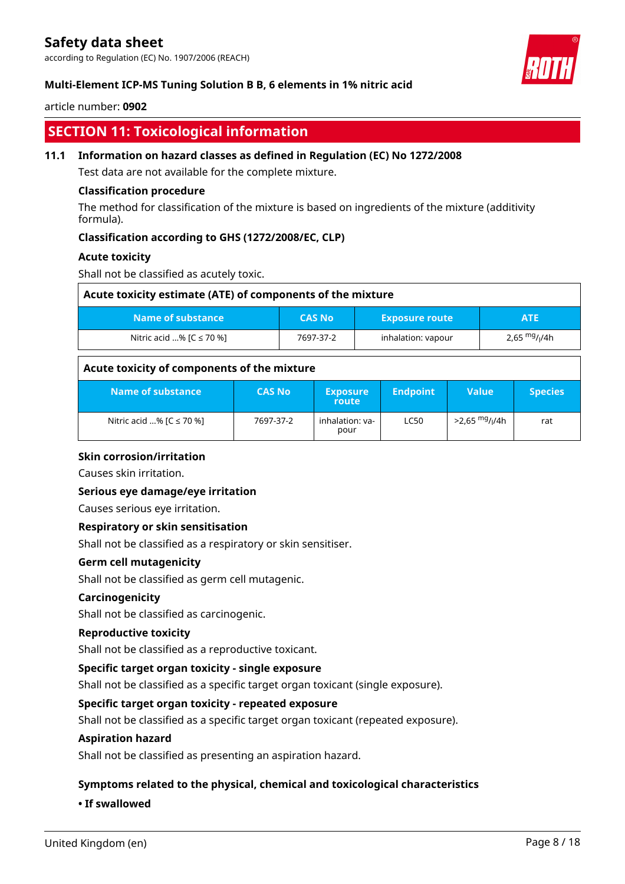## SECTION 11: Toxicological information

### 11.1 Information on hazard classes as defined in Regulation (EC) No 1272/2008

Test data are not available for the complete mixture.

**Classification procedure**

The method for classification of the mixture is based on ingredients of the mixture (additivity formula).

**Classification according to GHS (1272/2008/EC, CLP)**

**Acute toxicity**

Shall not be classified as acutely toxic.

**Acute toxicity estimate (ATE) of components of the mixture**

| Name of substance | CAS No | Exposure route | ATE |
|---|---|---|---|
| Nitric acid ...% [C ≤ 70 %] | 7697-37-2 | inhalation: vapour | 2,65 mg/l/4h |

**Acute toxicity of components of the mixture**

| Name of substance | CAS No | Exposure route | Endpoint | Value | Species |
|---|---|---|---|---|---|
| Nitric acid ...% [C ≤ 70 %] | 7697-37-2 | inhalation: vapour | LC50 | >2,65 mg/l/4h | rat |

**Skin corrosion/irritation**

Causes skin irritation.

**Serious eye damage/eye irritation**

Causes serious eye irritation.

**Respiratory or skin sensitisation**

Shall not be classified as a respiratory or skin sensitiser.

**Germ cell mutagenicity**

Shall not be classified as germ cell mutagenic.

**Carcinogenicity**

Shall not be classified as carcinogenic.

**Reproductive toxicity**

Shall not be classified as a reproductive toxicant.

**Specific target organ toxicity - single exposure**

Shall not be classified as a specific target organ toxicant (single exposure).

**Specific target organ toxicity - repeated exposure**

Shall not be classified as a specific target organ toxicant (repeated exposure).

**Aspiration hazard**

Shall not be classified as presenting an aspiration hazard.

**Symptoms related to the physical, chemical and toxicological characteristics**

**• If swallowed**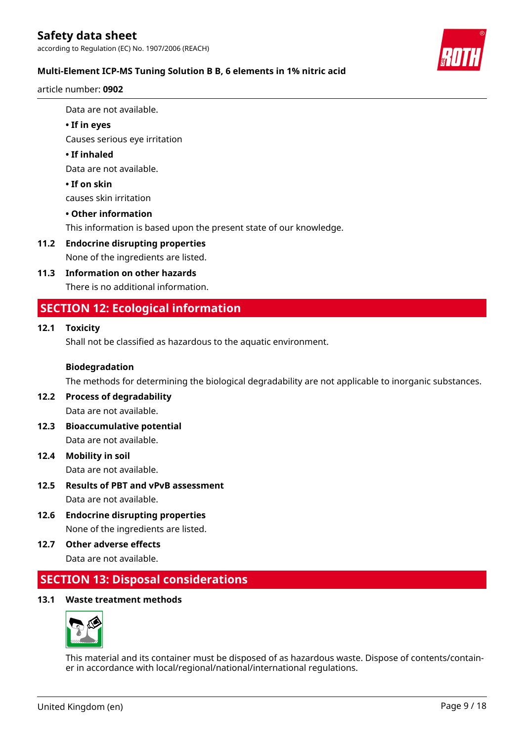Data are not available.

**• If in eyes**

Causes serious eye irritation

**• If inhaled**

Data are not available.

**• If on skin**

causes skin irritation

**• Other information**

This information is based upon the present state of our knowledge.

### 11.2 Endocrine disrupting properties

None of the ingredients are listed.

### 11.3 Information on other hazards

There is no additional information.

## SECTION 12: Ecological information

### 12.1 Toxicity

Shall not be classified as hazardous to the aquatic environment.

**Biodegradation**

The methods for determining the biological degradability are not applicable to inorganic substances.

### 12.2 Process of degradability

Data are not available.

### 12.3 Bioaccumulative potential

Data are not available.

### 12.4 Mobility in soil

Data are not available.

### 12.5 Results of PBT and vPvB assessment

Data are not available.

### 12.6 Endocrine disrupting properties

None of the ingredients are listed.

### 12.7 Other adverse effects

Data are not available.

## SECTION 13: Disposal considerations

### 13.1 Waste treatment methods

This material and its container must be disposed of as hazardous waste. Dispose of contents/container in accordance with local/regional/national/international regulations.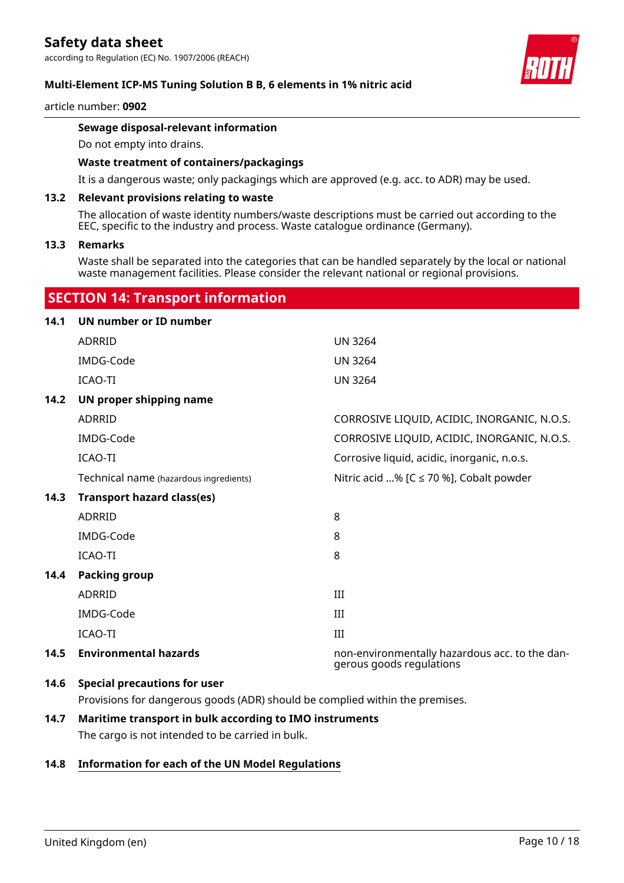**Sewage disposal-relevant information**

Do not empty into drains.

**Waste treatment of containers/packagings**

It is a dangerous waste; only packagings which are approved (e.g. acc. to ADR) may be used.

**13.2 Relevant provisions relating to waste**

The allocation of waste identity numbers/waste descriptions must be carried out according to the EEC, specific to the industry and process. Waste catalogue ordinance (Germany).

**13.3 Remarks**

Waste shall be separated into the categories that can be handled separately by the local or national waste management facilities. Please consider the relevant national or regional provisions.

## SECTION 14: Transport information

**14.1 UN number or ID number**

| | |
|---|---|
| ADRRID | UN 3264 |
| IMDG-Code | UN 3264 |
| ICAO-TI | UN 3264 |

**14.2 UN proper shipping name**

| | |
|---|---|
| ADRRID | CORROSIVE LIQUID, ACIDIC, INORGANIC, N.O.S. |
| IMDG-Code | CORROSIVE LIQUID, ACIDIC, INORGANIC, N.O.S. |
| ICAO-TI | Corrosive liquid, acidic, inorganic, n.o.s. |
| Technical name (hazardous ingredients) | Nitric acid ...% [C ≤ 70 %], Cobalt powder |

**14.3 Transport hazard class(es)**

| | |
|---|---|
| ADRRID | 8 |
| IMDG-Code | 8 |
| ICAO-TI | 8 |

**14.4 Packing group**

| | |
|---|---|
| ADRRID | III |
| IMDG-Code | III |
| ICAO-TI | III |

**14.5 Environmental hazards** — non-environmentally hazardous acc. to the dangerous goods regulations

**14.6 Special precautions for user**

Provisions for dangerous goods (ADR) should be complied within the premises.

**14.7 Maritime transport in bulk according to IMO instruments**

The cargo is not intended to be carried in bulk.

**14.8 Information for each of the UN Model Regulations**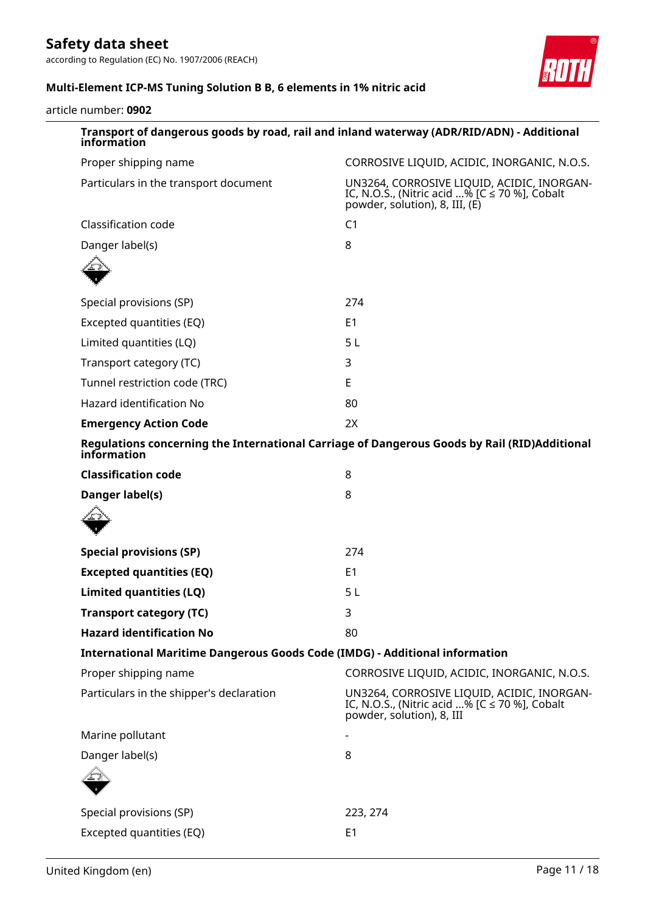#### Transport of dangerous goods by road, rail and inland waterway (ADR/RID/ADN) - Additional information

| | |
|---|---|
| Proper shipping name | CORROSIVE LIQUID, ACIDIC, INORGANIC, N.O.S. |
| Particulars in the transport document | UN3264, CORROSIVE LIQUID, ACIDIC, INORGANIC, N.O.S., (Nitric acid ...% [C ≤ 70 %], Cobalt powder, solution), 8, III, (E) |
| Classification code | C1 |
| Danger label(s) | 8 |
| Special provisions (SP) | 274 |
| Excepted quantities (EQ) | E1 |
| Limited quantities (LQ) | 5 L |
| Transport category (TC) | 3 |
| Tunnel restriction code (TRC) | E |
| Hazard identification No | 80 |
| **Emergency Action Code** | 2X |

#### Regulations concerning the International Carriage of Dangerous Goods by Rail (RID)Additional information

| | |
|---|---|
| **Classification code** | 8 |
| **Danger label(s)** | 8 |
| **Special provisions (SP)** | 274 |
| **Excepted quantities (EQ)** | E1 |
| **Limited quantities (LQ)** | 5 L |
| **Transport category (TC)** | 3 |
| **Hazard identification No** | 80 |

#### International Maritime Dangerous Goods Code (IMDG) - Additional information

| | |
|---|---|
| Proper shipping name | CORROSIVE LIQUID, ACIDIC, INORGANIC, N.O.S. |
| Particulars in the shipper's declaration | UN3264, CORROSIVE LIQUID, ACIDIC, INORGANIC, N.O.S., (Nitric acid ...% [C ≤ 70 %], Cobalt powder, solution), 8, III |
| Marine pollutant | - |
| Danger label(s) | 8 |
| Special provisions (SP) | 223, 274 |
| Excepted quantities (EQ) | E1 |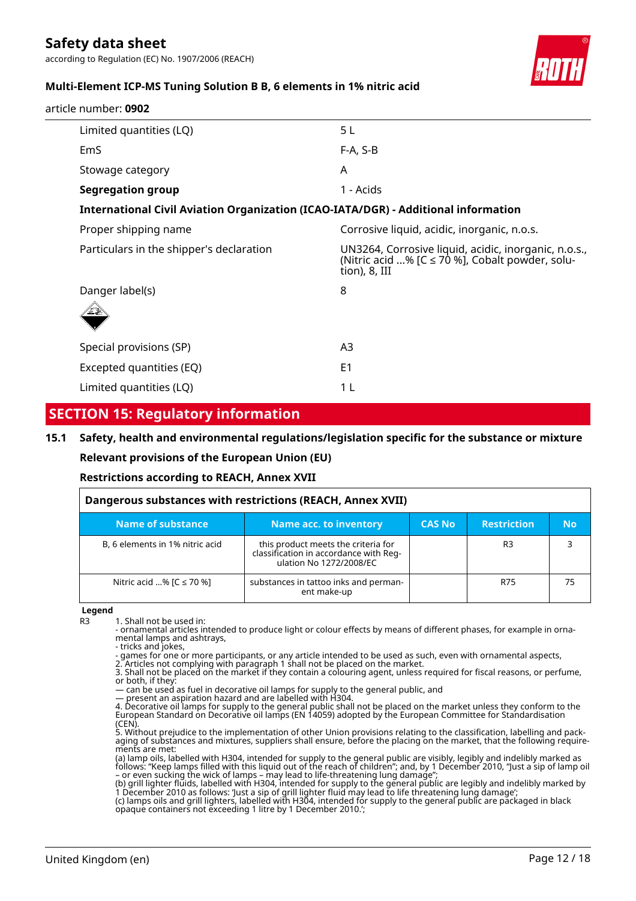| | |
|---|---|
| Limited quantities (LQ) | 5 L |
| EmS | F-A, S-B |
| Stowage category | A |
| **Segregation group** | 1 - Acids |

**International Civil Aviation Organization (ICAO-IATA/DGR) - Additional information**

| | |
|---|---|
| Proper shipping name | Corrosive liquid, acidic, inorganic, n.o.s. |
| Particulars in the shipper's declaration | UN3264, Corrosive liquid, acidic, inorganic, n.o.s., (Nitric acid ...% [C ≤ 70 %], Cobalt powder, solution), 8, III |
| Danger label(s) | 8 |
| Special provisions (SP) | A3 |
| Excepted quantities (EQ) | E1 |
| Limited quantities (LQ) | 1 L |

## SECTION 15: Regulatory information

### 15.1 Safety, health and environmental regulations/legislation specific for the substance or mixture

**Relevant provisions of the European Union (EU)**

**Restrictions according to REACH, Annex XVII**

**Dangerous substances with restrictions (REACH, Annex XVII)**

| Name of substance | Name acc. to inventory | CAS No | Restriction | No |
|---|---|---|---|---|
| B, 6 elements in 1% nitric acid | this product meets the criteria for classification in accordance with Regulation No 1272/2008/EC | | R3 | 3 |
| Nitric acid ...% [C ≤ 70 %] | substances in tattoo inks and permanent make-up | | R75 | 75 |

**Legend**

R3 1. Shall not be used in:
- ornamental articles intended to produce light or colour effects by means of different phases, for example in ornamental lamps and ashtrays,
- tricks and jokes,
- games for one or more participants, or any article intended to be used as such, even with ornamental aspects,
2. Articles not complying with paragraph 1 shall not be placed on the market.
3. Shall not be placed on the market if they contain a colouring agent, unless required for fiscal reasons, or perfume, or both, if they:
— can be used as fuel in decorative oil lamps for supply to the general public, and
— present an aspiration hazard and are labelled with H304.
4. Decorative oil lamps for supply to the general public shall not be placed on the market unless they conform to the European Standard on Decorative oil lamps (EN 14059) adopted by the European Committee for Standardisation (CEN).
5. Without prejudice to the implementation of other Union provisions relating to the classification, labelling and packaging of substances and mixtures, suppliers shall ensure, before the placing on the market, that the following requirements are met:
(a) lamp oils, labelled with H304, intended for supply to the general public are visibly, legibly and indelibly marked as follows: "Keep lamps filled with this liquid out of the reach of children"; and, by 1 December 2010, "Just a sip of lamp oil – or even sucking the wick of lamps – may lead to life-threatening lung damage";
(b) grill lighter fluids, labelled with H304, intended for supply to the general public are legibly and indelibly marked by 1 December 2010 as follows: 'Just a sip of grill lighter fluid may lead to life threatening lung damage';
(c) lamps oils and grill lighters, labelled with H304, intended for supply to the general public are packaged in black opaque containers not exceeding 1 litre by 1 December 2010.';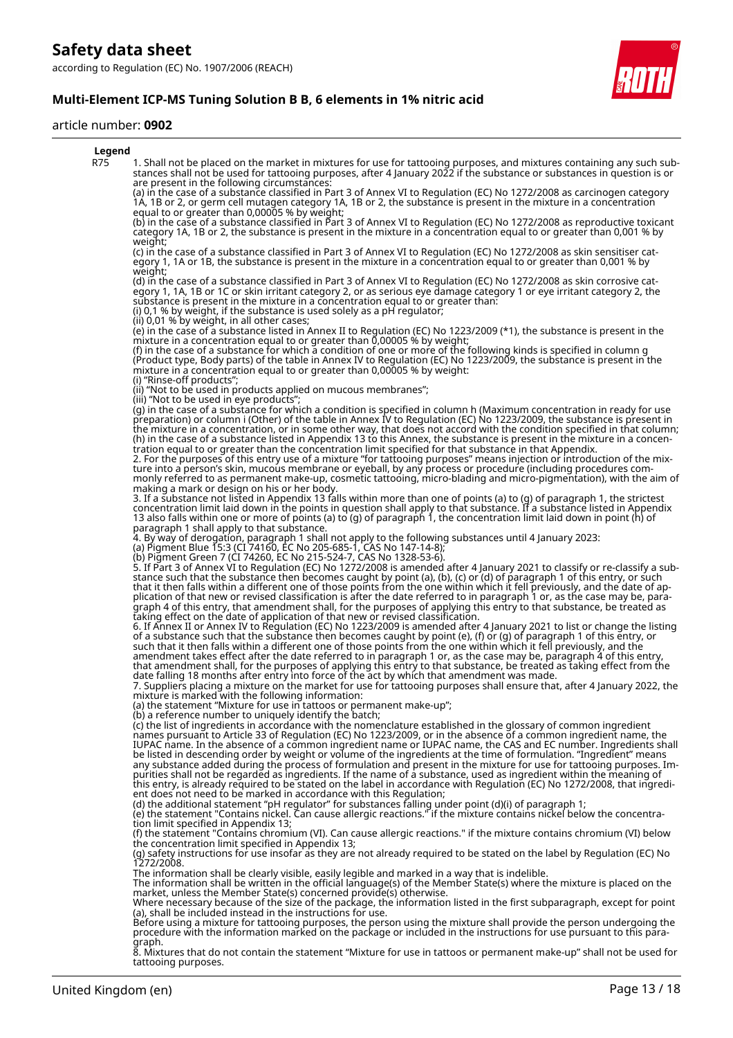**Legend**

R75 1. Shall not be placed on the market in mixtures for use for tattooing purposes, and mixtures containing any such substances shall not be used for tattooing purposes, after 4 January 2022 if the substance or substances in question is or are present in the following circumstances:
(a) in the case of a substance classified in Part 3 of Annex VI to Regulation (EC) No 1272/2008 as carcinogen category 1A, 1B or 2, or germ cell mutagen category 1A, 1B or 2, the substance is present in the mixture in a concentration equal to or greater than 0,00005 % by weight;
(b) in the case of a substance classified in Part 3 of Annex VI to Regulation (EC) No 1272/2008 as reproductive toxicant category 1A, 1B or 2, the substance is present in the mixture in a concentration equal to or greater than 0,001 % by weight;
(c) in the case of a substance classified in Part 3 of Annex VI to Regulation (EC) No 1272/2008 as skin sensitiser category 1, 1A or 1B, the substance is present in the mixture in a concentration equal to or greater than 0,001 % by weight;
(d) in the case of a substance classified in Part 3 of Annex VI to Regulation (EC) No 1272/2008 as skin corrosive category 1, 1A, 1B or 1C or skin irritant category 2, or as serious eye damage category 1 or eye irritant category 2, the substance is present in the mixture in a concentration equal to or greater than:
(i) 0,1 % by weight, if the substance is used solely as a pH regulator;
(ii) 0,01 % by weight, in all other cases;
(e) in the case of a substance listed in Annex II to Regulation (EC) No 1223/2009 (*1), the substance is present in the mixture in a concentration equal to or greater than 0,00005 % by weight;
(f) in the case of a substance for which a condition of one or more of the following kinds is specified in column g (Product type, Body parts) of the table in Annex IV to Regulation (EC) No 1223/2009, the substance is present in the mixture in a concentration equal to or greater than 0,00005 % by weight:
(i) "Rinse-off products";
(ii) "Not to be used in products applied on mucous membranes";
(iii) "Not to be used in eye products";
(g) in the case of a substance for which a condition is specified in column h (Maximum concentration in ready for use preparation) or column i (Other) of the table in Annex IV to Regulation (EC) No 1223/2009, the substance is present in the mixture in a concentration, or in some other way, that does not accord with the condition specified in that column;
(h) in the case of a substance listed in Appendix 13 to this Annex, the substance is present in the mixture in a concentration equal to or greater than the concentration limit specified for that substance in that Appendix.
2. For the purposes of this entry use of a mixture "for tattooing purposes" means injection or introduction of the mixture into a person's skin, mucous membrane or eyeball, by any process or procedure (including procedures commonly referred to as permanent make-up, cosmetic tattooing, micro-blading and micro-pigmentation), with the aim of making a mark or design on his or her body.
3. If a substance not listed in Appendix 13 falls within more than one of points (a) to (g) of paragraph 1, the strictest concentration limit laid down in the points in question shall apply to that substance. If a substance listed in Appendix 13 also falls within one or more of points (a) to (g) of paragraph 1, the concentration limit laid down in point (h) of paragraph 1 shall apply to that substance.
4. By way of derogation, paragraph 1 shall not apply to the following substances until 4 January 2023:
(a) Pigment Blue 15:3 (CI 74160, EC No 205-685-1, CAS No 147-14-8);
(b) Pigment Green 7 (CI 74260, EC No 215-524-7, CAS No 1328-53-6).
5. If Part 3 of Annex VI to Regulation (EC) No 1272/2008 is amended after 4 January 2021 to classify or re-classify a substance such that the substance then becomes caught by point (a), (b), (c) or (d) of paragraph 1 of this entry, or such that it then falls within a different one of those points from the one within which it fell previously, and the date of application of that new or revised classification is after the date referred to in paragraph 1 or, as the case may be, paragraph 4 of this entry, that amendment shall, for the purposes of applying this entry to that substance, be treated as taking effect on the date of application of that new or revised classification.
6. If Annex II or Annex IV to Regulation (EC) No 1223/2009 is amended after 4 January 2021 to list or change the listing of a substance such that the substance then becomes caught by point (e), (f) or (g) of paragraph 1 of this entry, or such that it then falls within a different one of those points from the one within which it fell previously, and the amendment takes effect after the date referred to in paragraph 1 or, as the case may be, paragraph 4 of this entry, that amendment shall, for the purposes of applying this entry to that substance, be treated as taking effect from the date falling 18 months after entry into force of the act by which that amendment was made.
7. Suppliers placing a mixture on the market for use for tattooing purposes shall ensure that, after 4 January 2022, the mixture is marked with the following information:
(a) the statement "Mixture for use in tattoos or permanent make-up";
(b) a reference number to uniquely identify the batch;
(c) the list of ingredients in accordance with the nomenclature established in the glossary of common ingredient names pursuant to Article 33 of Regulation (EC) No 1223/2009, or in the absence of a common ingredient name, the IUPAC name. In the absence of a common ingredient name or IUPAC name, the CAS and EC number. Ingredients shall be listed in descending order by weight or volume of the ingredients at the time of formulation. "Ingredient" means any substance added during the process of formulation and present in the mixture for use for tattooing purposes. Impurities shall not be regarded as ingredients. If the name of a substance, used as ingredient within the meaning of this entry, is already required to be stated on the label in accordance with Regulation (EC) No 1272/2008, that ingredient does not need to be marked in accordance with this Regulation;
(d) the additional statement "pH regulator" for substances falling under point (d)(i) of paragraph 1;
(e) the statement "Contains nickel. Can cause allergic reactions." if the mixture contains nickel below the concentration limit specified in Appendix 13;
(f) the statement "Contains chromium (VI). Can cause allergic reactions." if the mixture contains chromium (VI) below the concentration limit specified in Appendix 13;
(g) safety instructions for use insofar as they are not already required to be stated on the label by Regulation (EC) No 1272/2008.
The information shall be clearly visible, easily legible and marked in a way that is indelible.
The information shall be written in the official language(s) of the Member State(s) where the mixture is placed on the market, unless the Member State(s) concerned provide(s) otherwise.
Where necessary because of the size of the package, the information listed in the first subparagraph, except for point (a), shall be included instead in the instructions for use.
Before using a mixture for tattooing purposes, the person using the mixture shall provide the person undergoing the procedure with the information marked on the package or included in the instructions for use pursuant to this paragraph.
8. Mixtures that do not contain the statement "Mixture for use in tattoos or permanent make-up" shall not be used for tattooing purposes.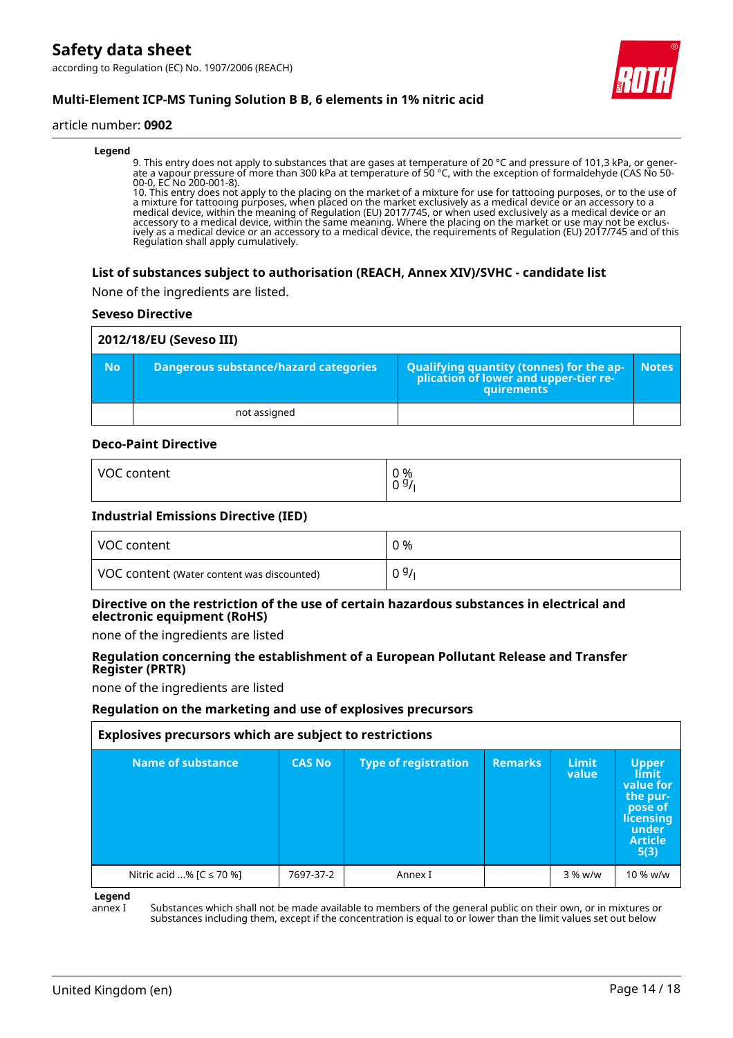**Legend**

9. This entry does not apply to substances that are gases at temperature of 20 °C and pressure of 101,3 kPa, or generate a vapour pressure of more than 300 kPa at temperature of 50 °C, with the exception of formaldehyde (CAS No 50-00-0, EC No 200-001-8).
10. This entry does not apply to the placing on the market of a mixture for use for tattooing purposes, or to the use of a mixture for tattooing purposes, when placed on the market exclusively as a medical device or an accessory to a medical device, within the meaning of Regulation (EU) 2017/745, or when used exclusively as a medical device or an accessory to a medical device, within the same meaning. Where the placing on the market or use may not be exclusively as a medical device or an accessory to a medical device, the requirements of Regulation (EU) 2017/745 and of this Regulation shall apply cumulatively.

### List of substances subject to authorisation (REACH, Annex XIV)/SVHC - candidate list

None of the ingredients are listed.

#### Seveso Directive

| 2012/18/EU (Seveso III) | | | |
|---|---|---|---|
| **No** | **Dangerous substance/hazard categories** | **Qualifying quantity (tonnes) for the application of lower and upper-tier requirements** | **Notes** |
| | not assigned | | |

#### Deco-Paint Directive

| VOC content | 0 %<br>0 g/l |
|---|---|

#### Industrial Emissions Directive (IED)

| VOC content | 0 % |
|---|---|
| VOC content (Water content was discounted) | 0 g/l |

#### Directive on the restriction of the use of certain hazardous substances in electrical and electronic equipment (RoHS)

none of the ingredients are listed

#### Regulation concerning the establishment of a European Pollutant Release and Transfer Register (PRTR)

none of the ingredients are listed

#### Regulation on the marketing and use of explosives precursors

| Explosives precursors which are subject to restrictions | | | | | |
|---|---|---|---|---|---|
| **Name of substance** | **CAS No** | **Type of registration** | **Remarks** | **Limit value** | **Upper limit value for the purpose of licensing under Article 5(3)** |
| Nitric acid ...% [C ≤ 70 %] | 7697-37-2 | Annex I | | 3 % w/w | 10 % w/w |

**Legend**

annex I Substances which shall not be made available to members of the general public on their own, or in mixtures or substances including them, except if the concentration is equal to or lower than the limit values set out below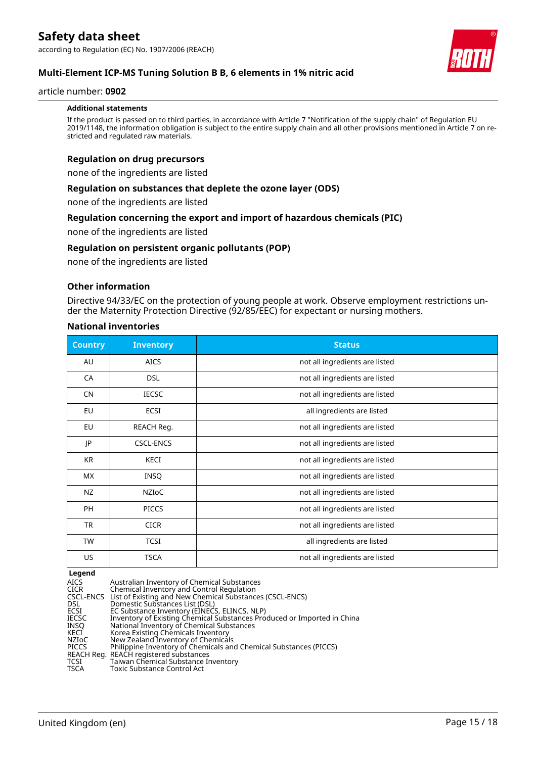**Additional statements**

If the product is passed on to third parties, in accordance with Article 7 "Notification of the supply chain" of Regulation EU 2019/1148, the information obligation is subject to the entire supply chain and all other provisions mentioned in Article 7 on restricted and regulated raw materials.

### Regulation on drug precursors

none of the ingredients are listed

### Regulation on substances that deplete the ozone layer (ODS)

none of the ingredients are listed

### Regulation concerning the export and import of hazardous chemicals (PIC)

none of the ingredients are listed

### Regulation on persistent organic pollutants (POP)

none of the ingredients are listed

### Other information

Directive 94/33/EC on the protection of young people at work. Observe employment restrictions under the Maternity Protection Directive (92/85/EEC) for expectant or nursing mothers.

### National inventories

| Country | Inventory | Status |
|---|---|---|
| AU | AICS | not all ingredients are listed |
| CA | DSL | not all ingredients are listed |
| CN | IECSC | not all ingredients are listed |
| EU | ECSI | all ingredients are listed |
| EU | REACH Reg. | not all ingredients are listed |
| JP | CSCL-ENCS | not all ingredients are listed |
| KR | KECI | not all ingredients are listed |
| MX | INSQ | not all ingredients are listed |
| NZ | NZIoC | not all ingredients are listed |
| PH | PICCS | not all ingredients are listed |
| TR | CICR | not all ingredients are listed |
| TW | TCSI | all ingredients are listed |
| US | TSCA | not all ingredients are listed |

**Legend**

| | |
|---|---|
| AICS | Australian Inventory of Chemical Substances |
| CICR | Chemical Inventory and Control Regulation |
| CSCL-ENCS | List of Existing and New Chemical Substances (CSCL-ENCS) |
| DSL | Domestic Substances List (DSL) |
| ECSI | EC Substance Inventory (EINECS, ELINCS, NLP) |
| IECSC | Inventory of Existing Chemical Substances Produced or Imported in China |
| INSQ | National Inventory of Chemical Substances |
| KECI | Korea Existing Chemicals Inventory |
| NZIoC | New Zealand Inventory of Chemicals |
| PICCS | Philippine Inventory of Chemicals and Chemical Substances (PICCS) |
| REACH Reg. | REACH registered substances |
| TCSI | Taiwan Chemical Substance Inventory |
| TSCA | Toxic Substance Control Act |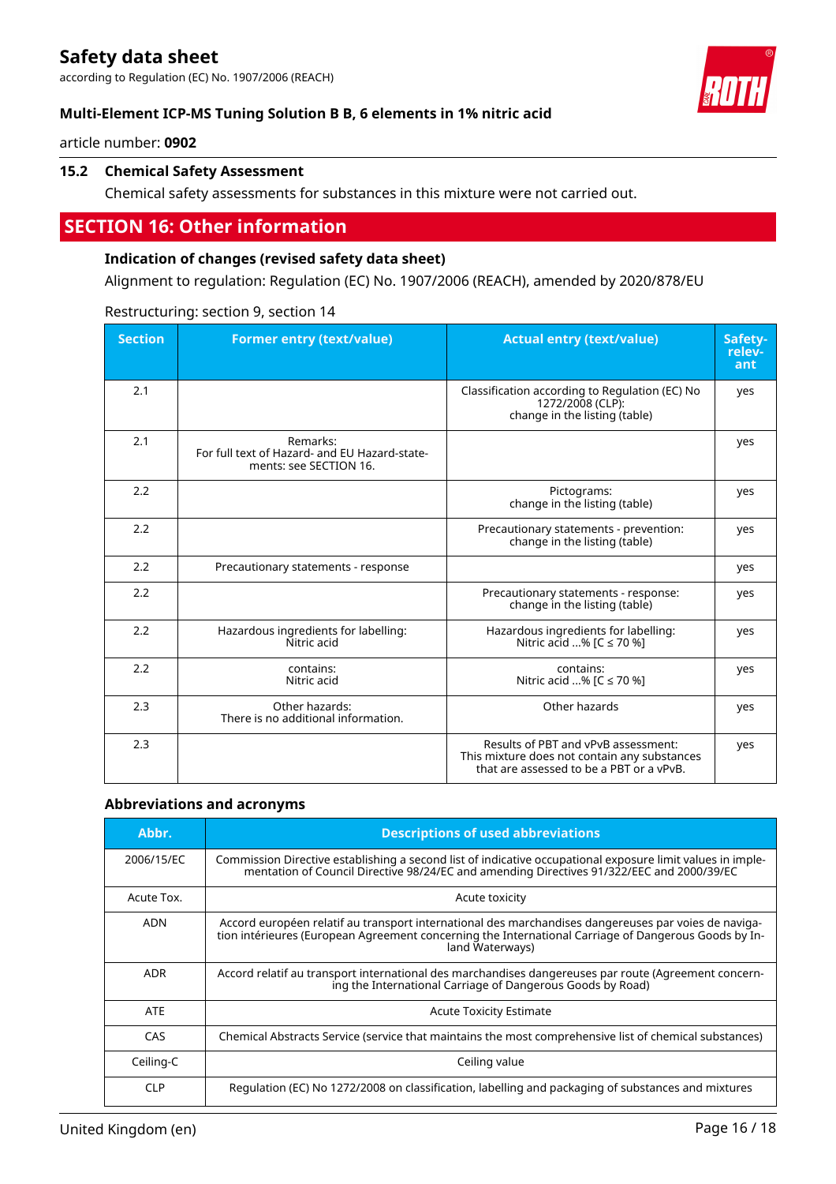### 15.2 Chemical Safety Assessment

Chemical safety assessments for substances in this mixture were not carried out.

## SECTION 16: Other information

### Indication of changes (revised safety data sheet)

Alignment to regulation: Regulation (EC) No. 1907/2006 (REACH), amended by 2020/878/EU

Restructuring: section 9, section 14

| Section | Former entry (text/value) | Actual entry (text/value) | Safety-relevant |
|---|---|---|---|
| 2.1 | | Classification according to Regulation (EC) No 1272/2008 (CLP): change in the listing (table) | yes |
| 2.1 | Remarks: For full text of Hazard- and EU Hazard-statements: see SECTION 16. | | yes |
| 2.2 | | Pictograms: change in the listing (table) | yes |
| 2.2 | | Precautionary statements - prevention: change in the listing (table) | yes |
| 2.2 | Precautionary statements - response | | yes |
| 2.2 | | Precautionary statements - response: change in the listing (table) | yes |
| 2.2 | Hazardous ingredients for labelling: Nitric acid | Hazardous ingredients for labelling: Nitric acid ...% [C ≤ 70 %] | yes |
| 2.2 | contains: Nitric acid | contains: Nitric acid ...% [C ≤ 70 %] | yes |
| 2.3 | Other hazards: There is no additional information. | Other hazards | yes |
| 2.3 | | Results of PBT and vPvB assessment: This mixture does not contain any substances that are assessed to be a PBT or a vPvB. | yes |

### Abbreviations and acronyms

| Abbr. | Descriptions of used abbreviations |
|---|---|
| 2006/15/EC | Commission Directive establishing a second list of indicative occupational exposure limit values in implementation of Council Directive 98/24/EC and amending Directives 91/322/EEC and 2000/39/EC |
| Acute Tox. | Acute toxicity |
| ADN | Accord européen relatif au transport international des marchandises dangereuses par voies de navigation intérieures (European Agreement concerning the International Carriage of Dangerous Goods by Inland Waterways) |
| ADR | Accord relatif au transport international des marchandises dangereuses par route (Agreement concerning the International Carriage of Dangerous Goods by Road) |
| ATE | Acute Toxicity Estimate |
| CAS | Chemical Abstracts Service (service that maintains the most comprehensive list of chemical substances) |
| Ceiling-C | Ceiling value |
| CLP | Regulation (EC) No 1272/2008 on classification, labelling and packaging of substances and mixtures |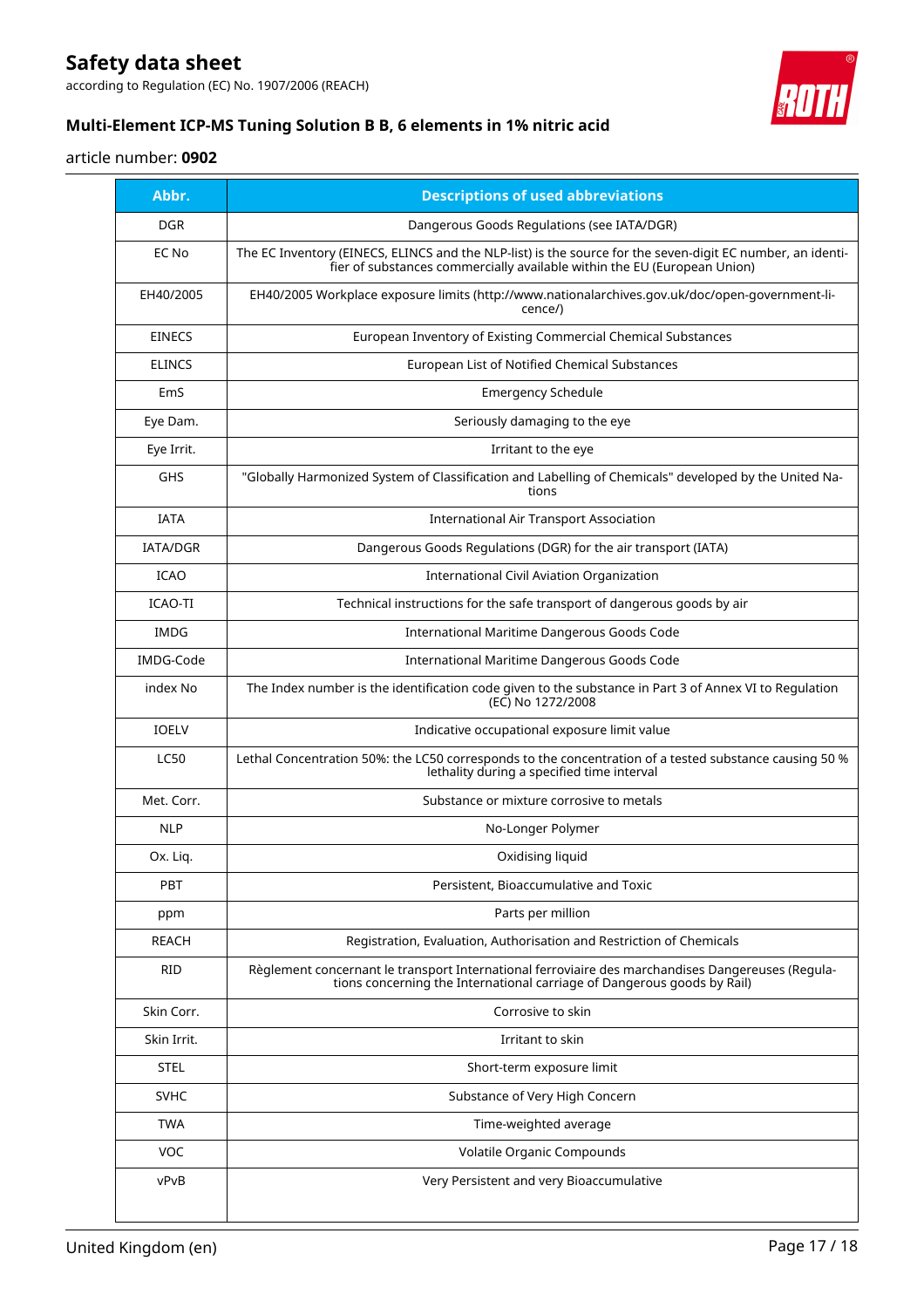| Abbr. | Descriptions of used abbreviations |
|---|---|
| DGR | Dangerous Goods Regulations (see IATA/DGR) |
| EC No | The EC Inventory (EINECS, ELINCS and the NLP-list) is the source for the seven-digit EC number, an identifier of substances commercially available within the EU (European Union) |
| EH40/2005 | EH40/2005 Workplace exposure limits (http://www.nationalarchives.gov.uk/doc/open-government-licence/) |
| EINECS | European Inventory of Existing Commercial Chemical Substances |
| ELINCS | European List of Notified Chemical Substances |
| EmS | Emergency Schedule |
| Eye Dam. | Seriously damaging to the eye |
| Eye Irrit. | Irritant to the eye |
| GHS | "Globally Harmonized System of Classification and Labelling of Chemicals" developed by the United Nations |
| IATA | International Air Transport Association |
| IATA/DGR | Dangerous Goods Regulations (DGR) for the air transport (IATA) |
| ICAO | International Civil Aviation Organization |
| ICAO-TI | Technical instructions for the safe transport of dangerous goods by air |
| IMDG | International Maritime Dangerous Goods Code |
| IMDG-Code | International Maritime Dangerous Goods Code |
| index No | The Index number is the identification code given to the substance in Part 3 of Annex VI to Regulation (EC) No 1272/2008 |
| IOELV | Indicative occupational exposure limit value |
| LC50 | Lethal Concentration 50%: the LC50 corresponds to the concentration of a tested substance causing 50 % lethality during a specified time interval |
| Met. Corr. | Substance or mixture corrosive to metals |
| NLP | No-Longer Polymer |
| Ox. Liq. | Oxidising liquid |
| PBT | Persistent, Bioaccumulative and Toxic |
| ppm | Parts per million |
| REACH | Registration, Evaluation, Authorisation and Restriction of Chemicals |
| RID | Règlement concernant le transport International ferroviaire des marchandises Dangereuses (Regulations concerning the International carriage of Dangerous goods by Rail) |
| Skin Corr. | Corrosive to skin |
| Skin Irrit. | Irritant to skin |
| STEL | Short-term exposure limit |
| SVHC | Substance of Very High Concern |
| TWA | Time-weighted average |
| VOC | Volatile Organic Compounds |
| vPvB | Very Persistent and very Bioaccumulative |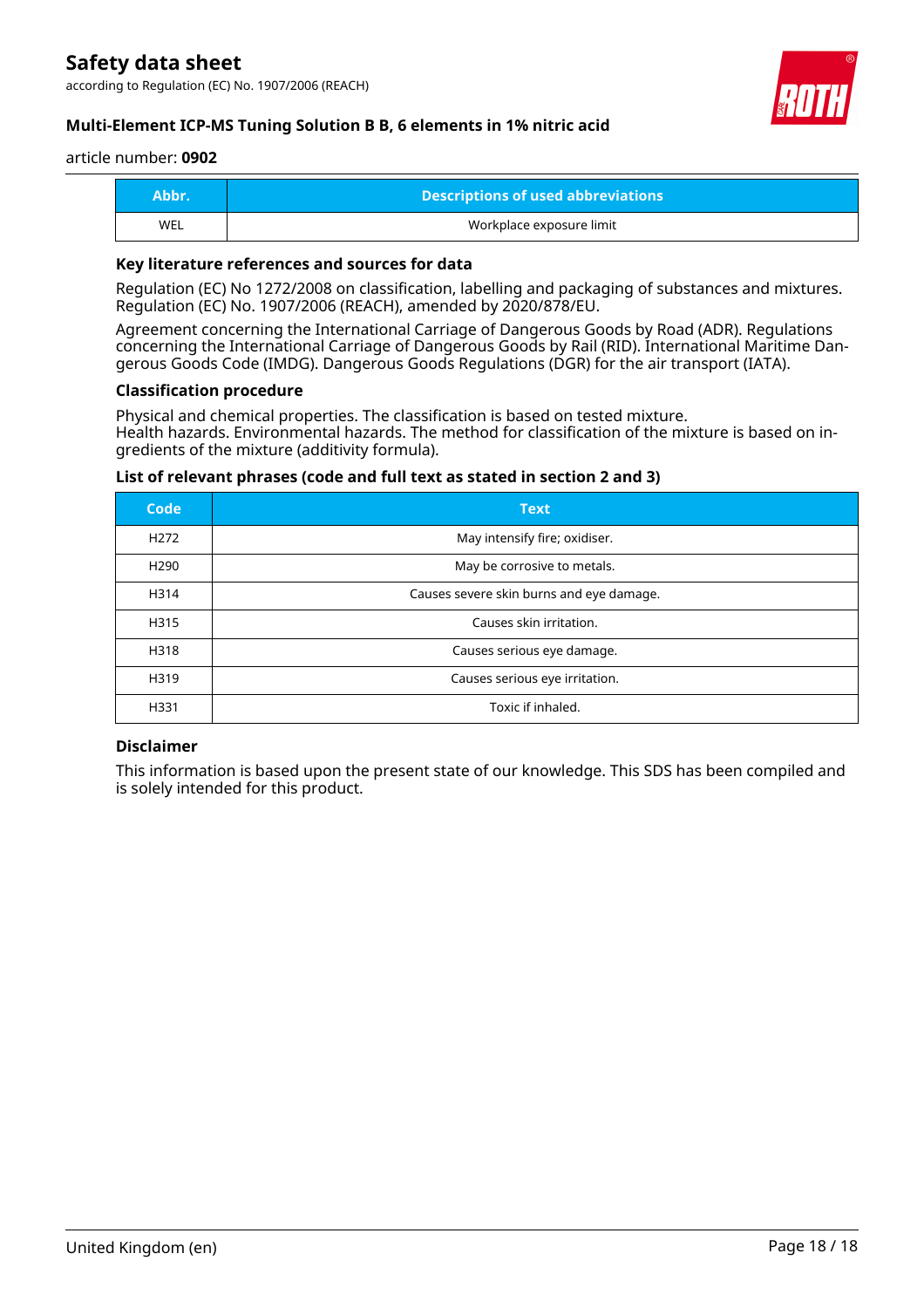| Abbr. | Descriptions of used abbreviations |
|---|---|
| WEL | Workplace exposure limit |

### Key literature references and sources for data

Regulation (EC) No 1272/2008 on classification, labelling and packaging of substances and mixtures. Regulation (EC) No. 1907/2006 (REACH), amended by 2020/878/EU.

Agreement concerning the International Carriage of Dangerous Goods by Road (ADR). Regulations concerning the International Carriage of Dangerous Goods by Rail (RID). International Maritime Dangerous Goods Code (IMDG). Dangerous Goods Regulations (DGR) for the air transport (IATA).

### Classification procedure

Physical and chemical properties. The classification is based on tested mixture.
Health hazards. Environmental hazards. The method for classification of the mixture is based on ingredients of the mixture (additivity formula).

### List of relevant phrases (code and full text as stated in section 2 and 3)

| Code | Text |
|---|---|
| H272 | May intensify fire; oxidiser. |
| H290 | May be corrosive to metals. |
| H314 | Causes severe skin burns and eye damage. |
| H315 | Causes skin irritation. |
| H318 | Causes serious eye damage. |
| H319 | Causes serious eye irritation. |
| H331 | Toxic if inhaled. |

### Disclaimer

This information is based upon the present state of our knowledge. This SDS has been compiled and is solely intended for this product.